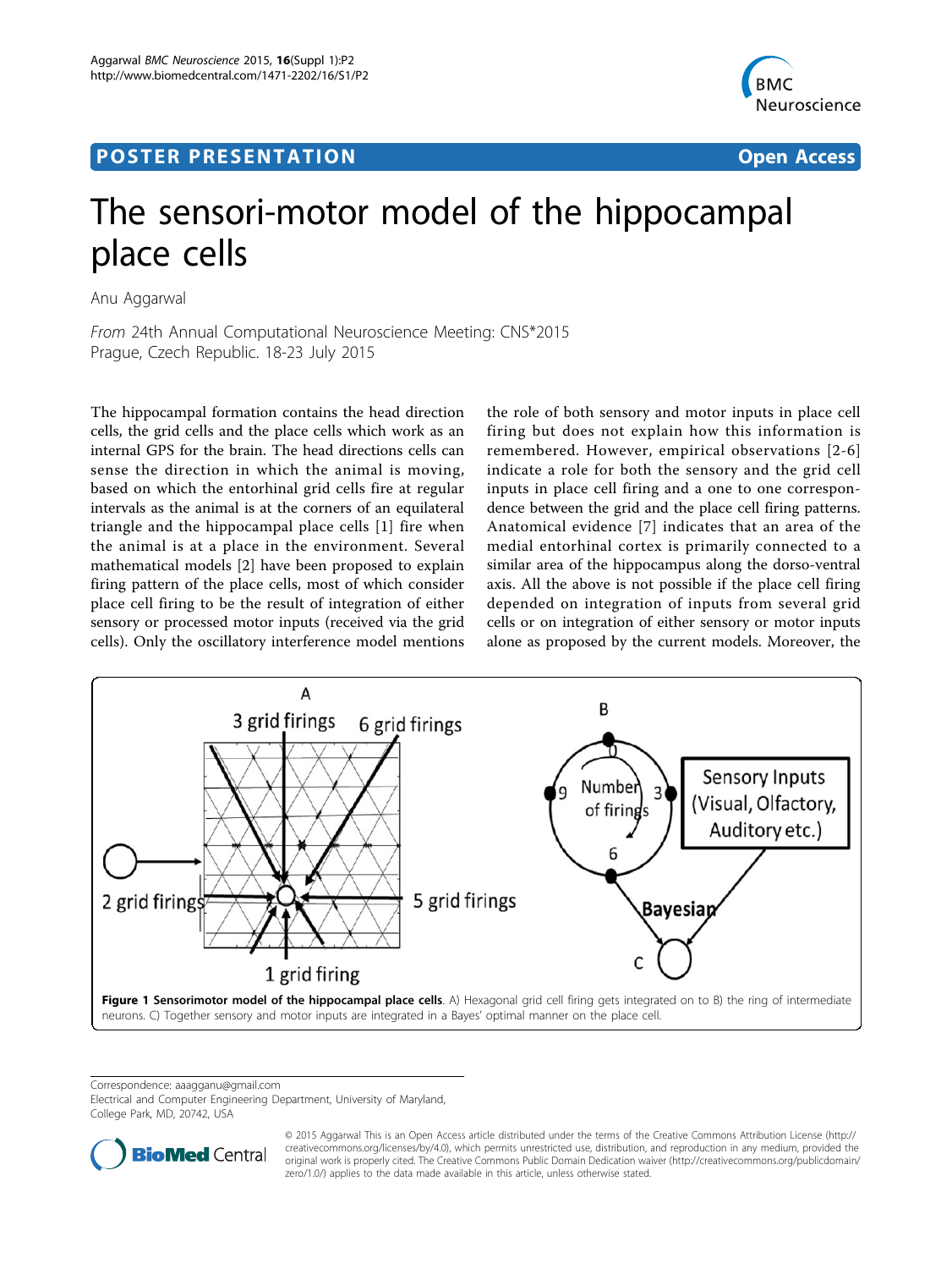POSTER PRESENTATION

Open Access

# The sensori-motor model of the hippocampal place cells

Anu Aggarwal

*From* 24th Annual Computational Neuroscience Meeting: CNS*2015
Prague, Czech Republic. 18-23 July 2015

The hippocampal formation contains the head direction cells, the grid cells and the place cells which work as an internal GPS for the brain. The head directions cells can sense the direction in which the animal is moving, based on which the entorhinal grid cells fire at regular intervals as the animal is at the corners of an equilateral triangle and the hippocampal place cells [1] fire when the animal is at a place in the environment. Several mathematical models [2] have been proposed to explain firing pattern of the place cells, most of which consider place cell firing to be the result of integration of either sensory or processed motor inputs (received via the grid cells). Only the oscillatory interference model mentions the role of both sensory and motor inputs in place cell firing but does not explain how this information is remembered. However, empirical observations [2-6] indicate a role for both the sensory and the grid cell inputs in place cell firing and a one to one correspondence between the grid and the place cell firing patterns. Anatomical evidence [7] indicates that an area of the medial entorhinal cortex is primarily connected to a similar area of the hippocampus along the dorso-ventral axis. All the above is not possible if the place cell firing depended on integration of inputs from several grid cells or on integration of either sensory or motor inputs alone as proposed by the current models. Moreover, the

**Figure 1 Sensorimotor model of the hippocampal place cells**. A) Hexagonal grid cell firing gets integrated on to B) the ring of intermediate neurons. C) Together sensory and motor inputs are integrated in a Bayes' optimal manner on the place cell.

Correspondence: aaagganu@gmail.com
Electrical and Computer Engineering Department, University of Maryland, College Park, MD, 20742, USA

© 2015 Aggarwal This is an Open Access article distributed under the terms of the Creative Commons Attribution License (http://creativecommons.org/licenses/by/4.0), which permits unrestricted use, distribution, and reproduction in any medium, provided the original work is properly cited. The Creative Commons Public Domain Dedication waiver (http://creativecommons.org/publicdomain/zero/1.0/) applies to the data made available in this article, unless otherwise stated.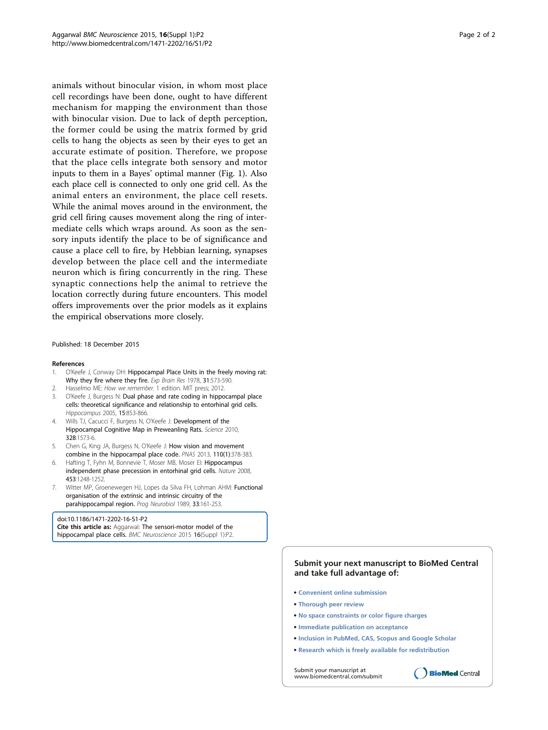animals without binocular vision, in whom most place cell recordings have been done, ought to have different mechanism for mapping the environment than those with binocular vision. Due to lack of depth perception, the former could be using the matrix formed by grid cells to hang the objects as seen by their eyes to get an accurate estimate of position. Therefore, we propose that the place cells integrate both sensory and motor inputs to them in a Bayes' optimal manner (Fig. 1). Also each place cell is connected to only one grid cell. As the animal enters an environment, the place cell resets. While the animal moves around in the environment, the grid cell firing causes movement along the ring of intermediate cells which wraps around. As soon as the sensory inputs identify the place to be of significance and cause a place cell to fire, by Hebbian learning, synapses develop between the place cell and the intermediate neuron which is firing concurrently in the ring. These synaptic connections help the animal to retrieve the location correctly during future encounters. This model offers improvements over the prior models as it explains the empirical observations more closely.

Published: 18 December 2015

### References

1. O'Keefe J, Conway DH: **Hippocampal Place Units in the freely moving rat: Why they fire where they fire.** *Exp Brain Res* 1978, **31**:573-590.
2. Hasselmo ME: *How we remember.* 1 edition. MIT press; 2012.
3. O'Keefe J, Burgess N: **Dual phase and rate coding in hippocampal place cells: theoretical significance and relationship to entorhinal grid cells.** *Hippocampus* 2005, **15**:853-866.
4. Wills TJ, Cacucci F, Burgess N, O'Keefe J: **Development of the Hippocampal Cognitive Map in Preweanling Rats.** *Science* 2010, **328**:1573-6.
5. Chen G, King JA, Burgess N, O'Keefe J: **How vision and movement combine in the hippocampal place code.** *PNAS* 2013, **110(1)**:378-383.
6. Hafting T, Fyhn M, Bonnevie T, Moser MB, Moser EI: **Hippocampus independent phase precession in entorhinal grid cells.** *Nature* 2008, **453**:1248-1252.
7. Witter MP, Groenewegen HJ, Lopes da Silva FH, Lohman AHM: **Functional organisation of the extrinsic and intrinsic circuitry of the parahippocampal region.** *Prog Neurobiol* 1989, **33**:161-253.

doi:10.1186/1471-2202-16-S1-P2
**Cite this article as:** Aggarwal: The sensori-motor model of the hippocampal place cells. *BMC Neuroscience* 2015 **16**(Suppl 1):P2.

**Submit your next manuscript to BioMed Central and take full advantage of:**

- Convenient online submission
- Thorough peer review
- No space constraints or color figure charges
- Immediate publication on acceptance
- Inclusion in PubMed, CAS, Scopus and Google Scholar
- Research which is freely available for redistribution

Submit your manuscript at www.biomedcentral.com/submit

BioMed Central